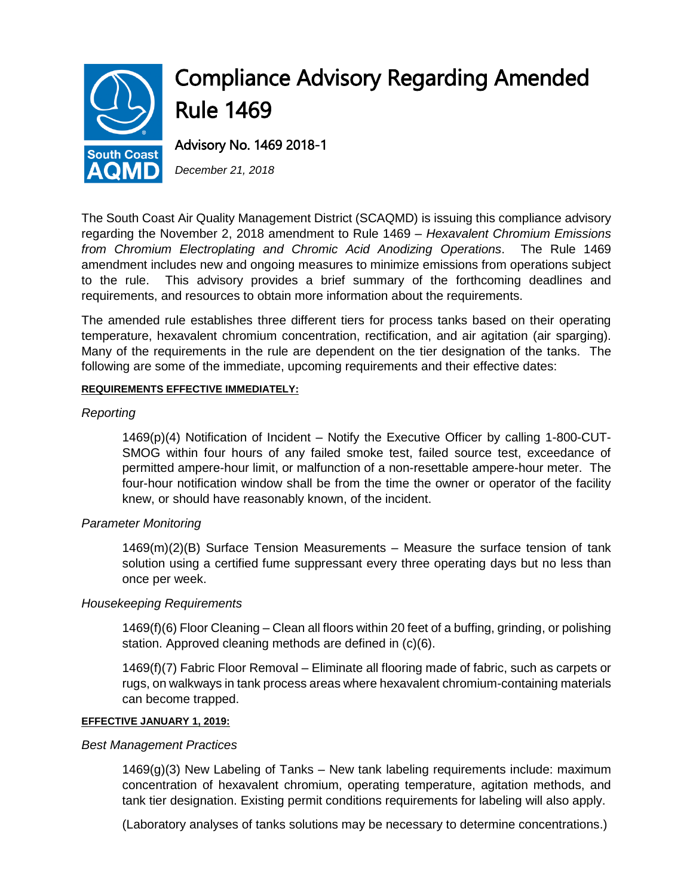# Compliance Advisory Regarding Amended Rule 1469

South Coast AQMD

## Advisory No. 1469 2018-1

*December 21, 2018*

The South Coast Air Quality Management District (SCAQMD) is issuing this compliance advisory regarding the November 2, 2018 amendment to Rule 1469 – *Hexavalent Chromium Emissions from Chromium Electroplating and Chromic Acid Anodizing Operations*. The Rule 1469 amendment includes new and ongoing measures to minimize emissions from operations subject to the rule. This advisory provides a brief summary of the forthcoming deadlines and requirements, and resources to obtain more information about the requirements.

The amended rule establishes three different tiers for process tanks based on their operating temperature, hexavalent chromium concentration, rectification, and air agitation (air sparging). Many of the requirements in the rule are dependent on the tier designation of the tanks. The following are some of the immediate, upcoming requirements and their effective dates:

**REQUIREMENTS EFFECTIVE IMMEDIATELY:**

*Reporting*

1469(p)(4) Notification of Incident – Notify the Executive Officer by calling 1-800-CUT-SMOG within four hours of any failed smoke test, failed source test, exceedance of permitted ampere-hour limit, or malfunction of a non-resettable ampere-hour meter. The four-hour notification window shall be from the time the owner or operator of the facility knew, or should have reasonably known, of the incident.

*Parameter Monitoring*

1469(m)(2)(B) Surface Tension Measurements – Measure the surface tension of tank solution using a certified fume suppressant every three operating days but no less than once per week.

*Housekeeping Requirements*

1469(f)(6) Floor Cleaning – Clean all floors within 20 feet of a buffing, grinding, or polishing station. Approved cleaning methods are defined in (c)(6).

1469(f)(7) Fabric Floor Removal – Eliminate all flooring made of fabric, such as carpets or rugs, on walkways in tank process areas where hexavalent chromium-containing materials can become trapped.

**EFFECTIVE JANUARY 1, 2019:**

*Best Management Practices*

1469(g)(3) New Labeling of Tanks – New tank labeling requirements include: maximum concentration of hexavalent chromium, operating temperature, agitation methods, and tank tier designation. Existing permit conditions requirements for labeling will also apply.

(Laboratory analyses of tanks solutions may be necessary to determine concentrations.)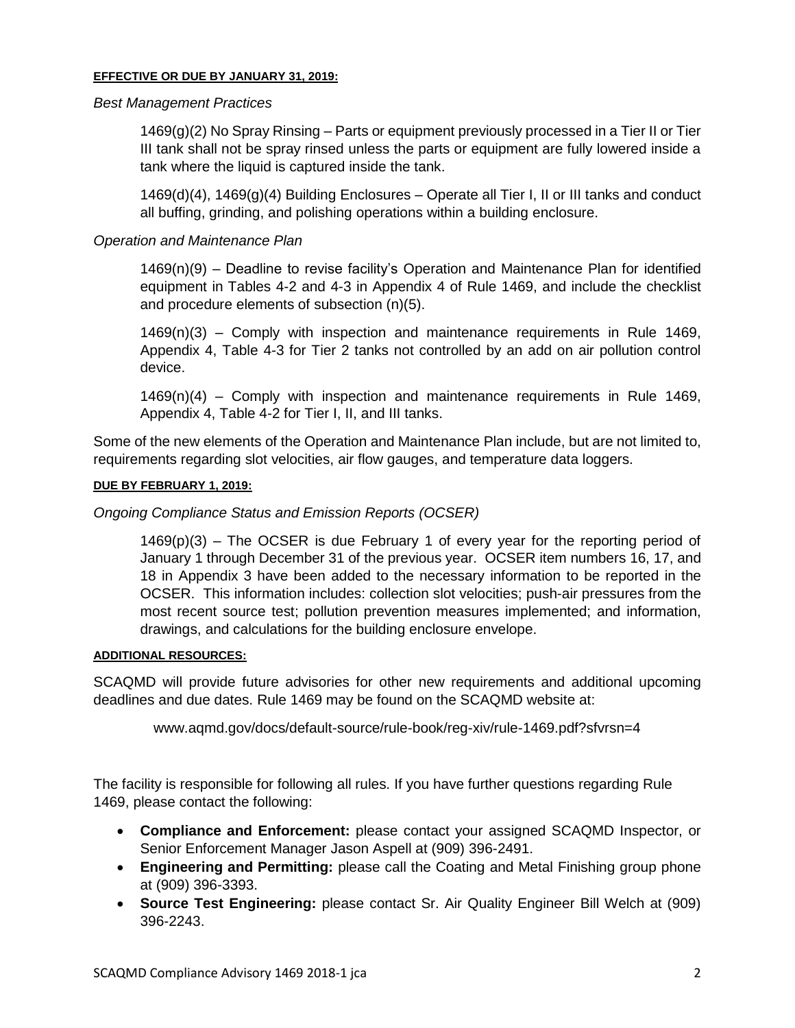#### EFFECTIVE OR DUE BY JANUARY 31, 2019:

*Best Management Practices*

1469(g)(2) No Spray Rinsing – Parts or equipment previously processed in a Tier II or Tier III tank shall not be spray rinsed unless the parts or equipment are fully lowered inside a tank where the liquid is captured inside the tank.

1469(d)(4), 1469(g)(4) Building Enclosures – Operate all Tier I, II or III tanks and conduct all buffing, grinding, and polishing operations within a building enclosure.

*Operation and Maintenance Plan*

1469(n)(9) – Deadline to revise facility's Operation and Maintenance Plan for identified equipment in Tables 4-2 and 4-3 in Appendix 4 of Rule 1469, and include the checklist and procedure elements of subsection (n)(5).

1469(n)(3) – Comply with inspection and maintenance requirements in Rule 1469, Appendix 4, Table 4-3 for Tier 2 tanks not controlled by an add on air pollution control device.

1469(n)(4) – Comply with inspection and maintenance requirements in Rule 1469, Appendix 4, Table 4-2 for Tier I, II, and III tanks.

Some of the new elements of the Operation and Maintenance Plan include, but are not limited to, requirements regarding slot velocities, air flow gauges, and temperature data loggers.

#### DUE BY FEBRUARY 1, 2019:

*Ongoing Compliance Status and Emission Reports (OCSER)*

1469(p)(3) – The OCSER is due February 1 of every year for the reporting period of January 1 through December 31 of the previous year. OCSER item numbers 16, 17, and 18 in Appendix 3 have been added to the necessary information to be reported in the OCSER. This information includes: collection slot velocities; push-air pressures from the most recent source test; pollution prevention measures implemented; and information, drawings, and calculations for the building enclosure envelope.

#### ADDITIONAL RESOURCES:

SCAQMD will provide future advisories for other new requirements and additional upcoming deadlines and due dates. Rule 1469 may be found on the SCAQMD website at:

www.aqmd.gov/docs/default-source/rule-book/reg-xiv/rule-1469.pdf?sfvrsn=4

The facility is responsible for following all rules. If you have further questions regarding Rule 1469, please contact the following:

- **Compliance and Enforcement:** please contact your assigned SCAQMD Inspector, or Senior Enforcement Manager Jason Aspell at (909) 396-2491.
- **Engineering and Permitting:** please call the Coating and Metal Finishing group phone at (909) 396-3393.
- **Source Test Engineering:** please contact Sr. Air Quality Engineer Bill Welch at (909) 396-2243.